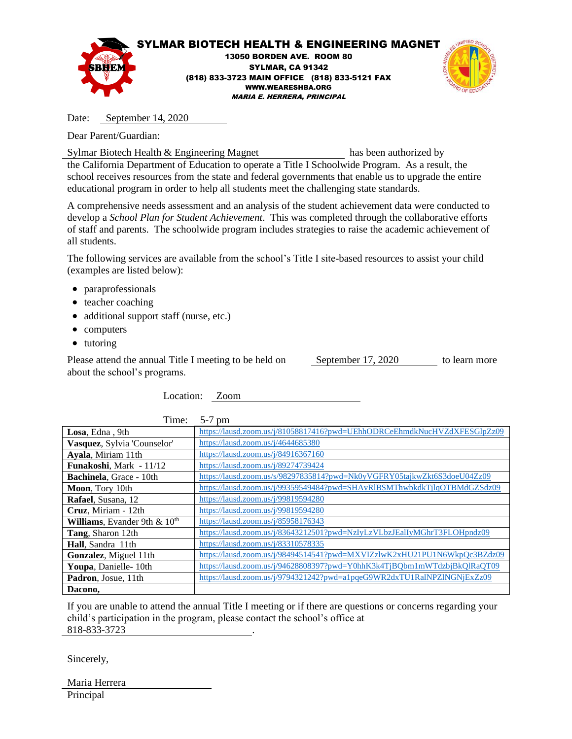# SYLMAR BIOTECH HEALTH & ENGINEERING MAGNET

**13050 BORDEN AVE. ROOM 80**
**SYLMAR, CA 91342**
**(818) 833-3723 MAIN OFFICE (818) 833-5121 FAX**
**WWW.WEARESHBA.ORG**
***MARIA E. HERRERA, PRINCIPAL***

Date: September 14, 2020

Dear Parent/Guardian:

Sylmar Biotech Health & Engineering Magnet has been authorized by the California Department of Education to operate a Title I Schoolwide Program. As a result, the school receives resources from the state and federal governments that enable us to upgrade the entire educational program in order to help all students meet the challenging state standards.

A comprehensive needs assessment and an analysis of the student achievement data were conducted to develop a *School Plan for Student Achievement*. This was completed through the collaborative efforts of staff and parents. The schoolwide program includes strategies to raise the academic achievement of all students.

The following services are available from the school's Title I site-based resources to assist your child (examples are listed below):

- paraprofessionals
- teacher coaching
- additional support staff (nurse, etc.)
- computers
- tutoring

Please attend the annual Title I meeting to be held on September 17, 2020 to learn more about the school's programs.

Location: Zoom

Time: 5-7 pm

| | |
|---|---|
| **Losa**, Edna , 9th | https://lausd.zoom.us/j/81058817416?pwd=UEhhODRCeEhmdkNucHVZdXFESGlpZz09 |
| **Vasquez**, Sylvia 'Counselor' | https://lausd.zoom.us/j/4644685380 |
| **Ayala**, Miriam 11th | https://lausd.zoom.us/j/84916367160 |
| **Funakoshi**, Mark - 11/12 | https://lausd.zoom.us/j/89274739424 |
| **Bachinela**, Grace - 10th | https://lausd.zoom.us/s/98297835814?pwd=Nk0yVGFRY05tajkwZkt6S3doeU04Zz09 |
| **Moon**, Tory 10th | https://lausd.zoom.us/j/99359549484?pwd=SHAvRlBSMThwbkdkTjlqOTBMdGZSdz09 |
| **Rafael**, Susana, 12 | https://lausd.zoom.us/j/99819594280 |
| **Cruz**, Miriam - 12th | https://lausd.zoom.us/j/99819594280 |
| **Williams**, Evander 9th & 10th | https://lausd.zoom.us/j/85958176343 |
| **Tang**, Sharon 12th | https://lausd.zoom.us/j/83643212501?pwd=NzIyLzVLbzJEallyMGhrT3FLOHpndz09 |
| **Hall**, Sandra 11th | https://lausd.zoom.us/j/83310578335 |
| **Gonzalez**, Miguel 11th | https://lausd.zoom.us/j/98494514541?pwd=MXVIZzlwK2xHU21PU1N6WkpQc3BZdz09 |
| **Youpa**, Danielle- 10th | https://lausd.zoom.us/j/94628808397?pwd=Y0hhK3k4TjBQbm1mWTdzbjBkQlRaQT09 |
| **Padron**, Josue, 11th | https://lausd.zoom.us/j/9794321242?pwd=a1pqeG9WR2dxTU1RalNPZlNGNjExZz09 |
| **Dacono,** | |

If you are unable to attend the annual Title I meeting or if there are questions or concerns regarding your child's participation in the program, please contact the school's office at 818-833-3723.

Sincerely,

Maria Herrera
Principal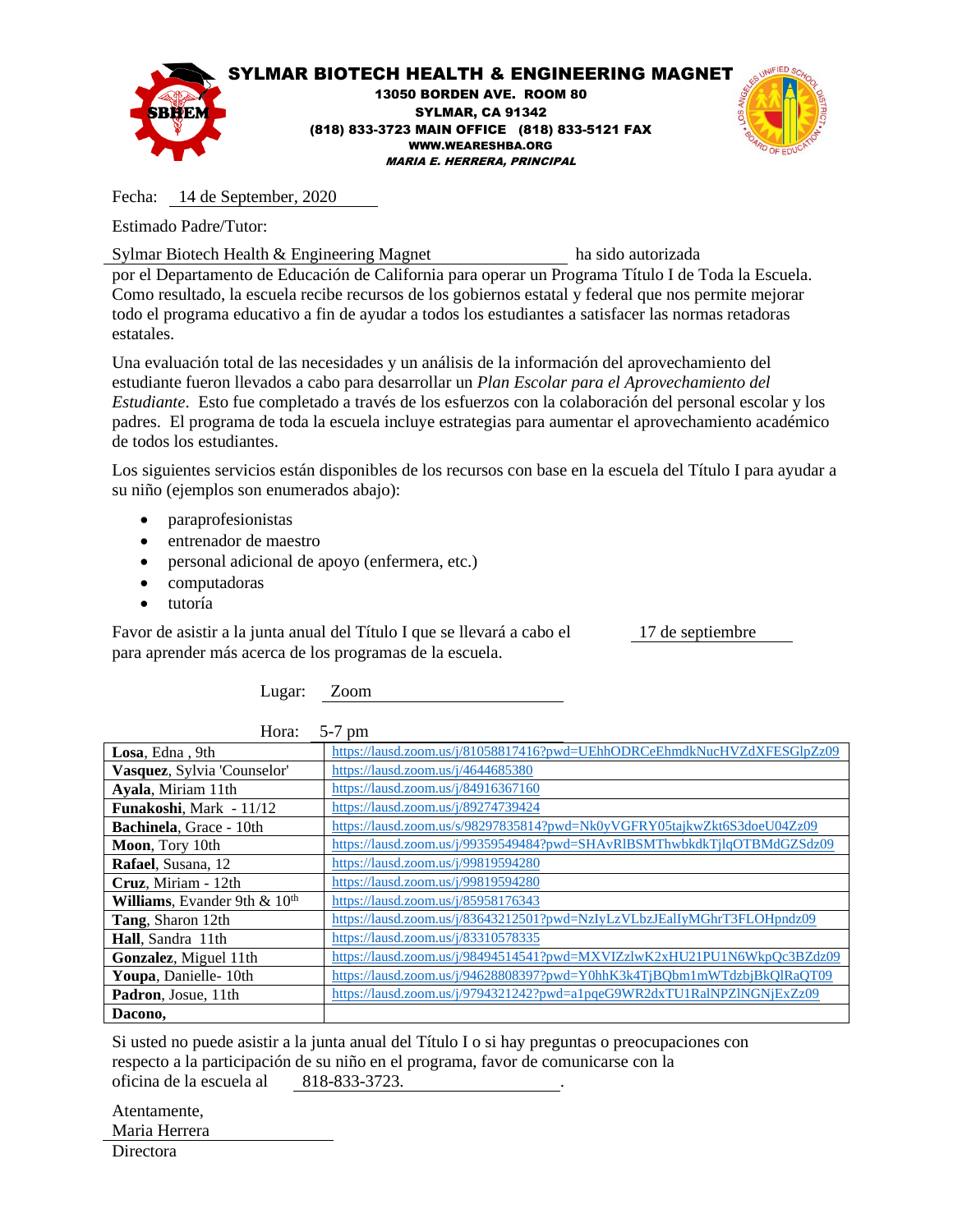# SYLMAR BIOTECH HEALTH & ENGINEERING MAGNET

**13050 BORDEN AVE. ROOM 80**
**SYLMAR, CA 91342**
**(818) 833-3723 MAIN OFFICE (818) 833-5121 FAX**
**WWW.WEARESHBA.ORG**
***MARIA E. HERRERA, PRINCIPAL***

Fecha: 14 de September, 2020

Estimado Padre/Tutor:

Sylmar Biotech Health & Engineering Magnet ha sido autorizada por el Departamento de Educación de California para operar un Programa Título I de Toda la Escuela. Como resultado, la escuela recibe recursos de los gobiernos estatal y federal que nos permite mejorar todo el programa educativo a fin de ayudar a todos los estudiantes a satisfacer las normas retadoras estatales.

Una evaluación total de las necesidades y un análisis de la información del aprovechamiento del estudiante fueron llevados a cabo para desarrollar un *Plan Escolar para el Aprovechamiento del Estudiante*. Esto fue completado a través de los esfuerzos con la colaboración del personal escolar y los padres. El programa de toda la escuela incluye estrategias para aumentar el aprovechamiento académico de todos los estudiantes.

Los siguientes servicios están disponibles de los recursos con base en la escuela del Título I para ayudar a su niño (ejemplos son enumerados abajo):

- paraprofesionistas
- entrenador de maestro
- personal adicional de apoyo (enfermera, etc.)
- computadoras
- tutoría

Favor de asistir a la junta anual del Título I que se llevará a cabo el 17 de septiembre para aprender más acerca de los programas de la escuela.

Lugar: Zoom

Hora: 5-7 pm

| | |
|---|---|
| **Losa**, Edna , 9th | https://lausd.zoom.us/j/81058817416?pwd=UEhhODRCeEhmdkNucHVZdXFESGlpZz09 |
| **Vasquez**, Sylvia 'Counselor' | https://lausd.zoom.us/j/4644685380 |
| **Ayala**, Miriam 11th | https://lausd.zoom.us/j/84916367160 |
| **Funakoshi**, Mark - 11/12 | https://lausd.zoom.us/j/89274739424 |
| **Bachinela**, Grace - 10th | https://lausd.zoom.us/s/98297835814?pwd=Nk0yVGFRY05tajkwZkt6S3doeU04Zz09 |
| **Moon**, Tory 10th | https://lausd.zoom.us/j/99359549484?pwd=SHAvRlBSMThwbkdkTjlqOTBMdGZSdz09 |
| **Rafael**, Susana, 12 | https://lausd.zoom.us/j/99819594280 |
| **Cruz**, Miriam - 12th | https://lausd.zoom.us/j/99819594280 |
| **Williams**, Evander 9th & 10th | https://lausd.zoom.us/j/85958176343 |
| **Tang**, Sharon 12th | https://lausd.zoom.us/j/83643212501?pwd=NzIyLzVLbzJEallyMGhrT3FLOHpndz09 |
| **Hall**, Sandra 11th | https://lausd.zoom.us/j/83310578335 |
| **Gonzalez**, Miguel 11th | https://lausd.zoom.us/j/98494514541?pwd=MXVIZzlwK2xHU21PU1N6WkpQc3BZdz09 |
| **Youpa**, Danielle- 10th | https://lausd.zoom.us/j/94628808397?pwd=Y0hhK3k4TjBQbm1mWTdzbjBkQlRaQT09 |
| **Padron**, Josue, 11th | https://lausd.zoom.us/j/9794321242?pwd=a1pqeG9WR2dxTU1RalNPZlNGNjExZz09 |
| **Dacono,** | |

Si usted no puede asistir a la junta anual del Título I o si hay preguntas o preocupaciones con respecto a la participación de su niño en el programa, favor de comunicarse con la oficina de la escuela al 818-833-3723.

Atentamente,
Maria Herrera
Directora